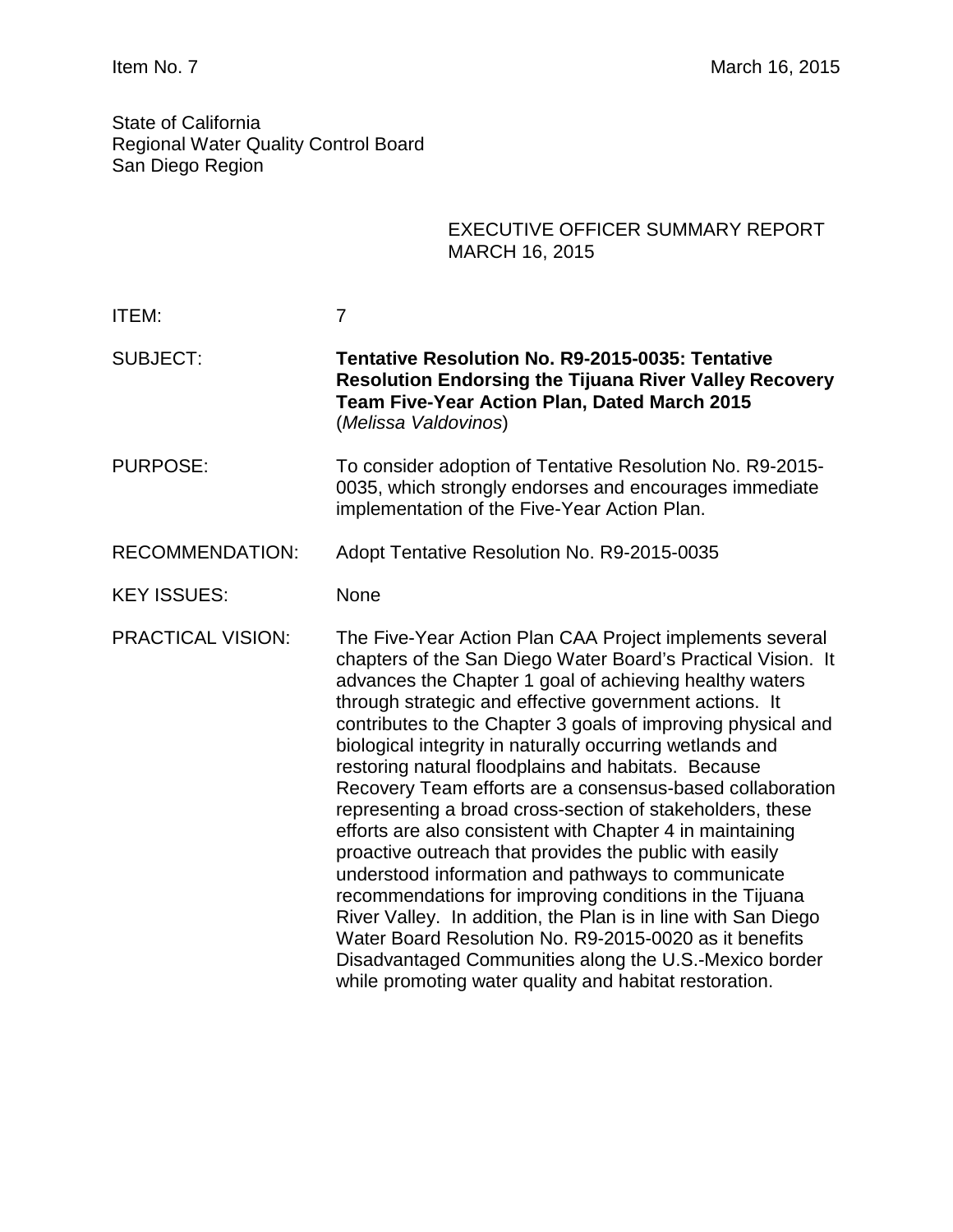Item No. 7 March 16, 2015

State of California
Regional Water Quality Control Board
San Diego Region

EXECUTIVE OFFICER SUMMARY REPORT
MARCH 16, 2015

ITEM: 7

SUBJECT: **Tentative Resolution No. R9-2015-0035: Tentative Resolution Endorsing the Tijuana River Valley Recovery Team Five-Year Action Plan, Dated March 2015** (*Melissa Valdovinos*)

PURPOSE: To consider adoption of Tentative Resolution No. R9-2015-0035, which strongly endorses and encourages immediate implementation of the Five-Year Action Plan.

RECOMMENDATION: Adopt Tentative Resolution No. R9-2015-0035

KEY ISSUES: None

PRACTICAL VISION: The Five-Year Action Plan CAA Project implements several chapters of the San Diego Water Board's Practical Vision. It advances the Chapter 1 goal of achieving healthy waters through strategic and effective government actions. It contributes to the Chapter 3 goals of improving physical and biological integrity in naturally occurring wetlands and restoring natural floodplains and habitats. Because Recovery Team efforts are a consensus-based collaboration representing a broad cross-section of stakeholders, these efforts are also consistent with Chapter 4 in maintaining proactive outreach that provides the public with easily understood information and pathways to communicate recommendations for improving conditions in the Tijuana River Valley. In addition, the Plan is in line with San Diego Water Board Resolution No. R9-2015-0020 as it benefits Disadvantaged Communities along the U.S.-Mexico border while promoting water quality and habitat restoration.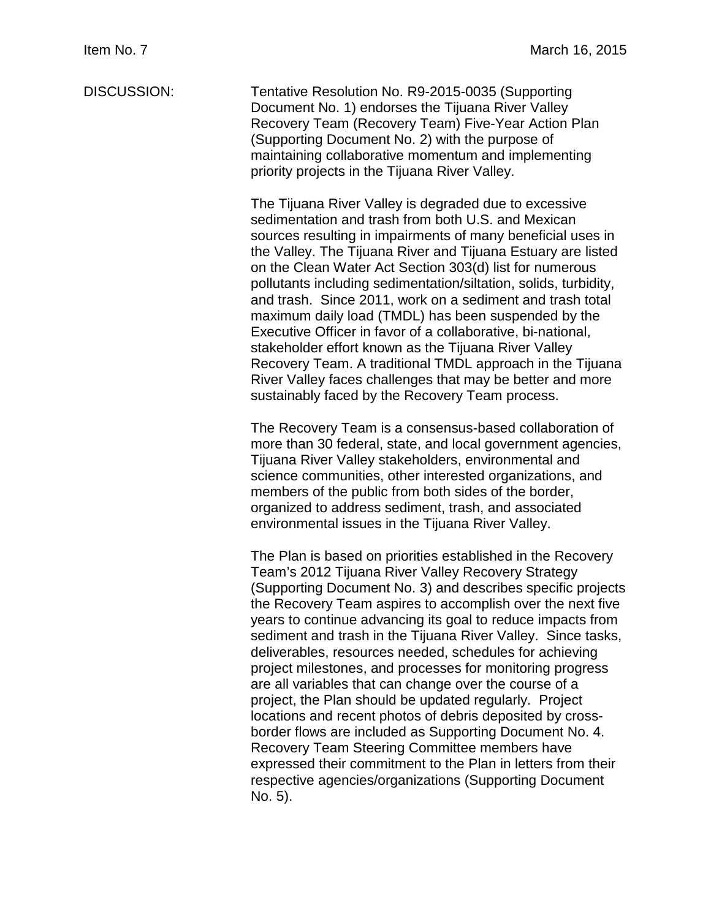DISCUSSION: Tentative Resolution No. R9-2015-0035 (Supporting Document No. 1) endorses the Tijuana River Valley Recovery Team (Recovery Team) Five-Year Action Plan (Supporting Document No. 2) with the purpose of maintaining collaborative momentum and implementing priority projects in the Tijuana River Valley.

The Tijuana River Valley is degraded due to excessive sedimentation and trash from both U.S. and Mexican sources resulting in impairments of many beneficial uses in the Valley. The Tijuana River and Tijuana Estuary are listed on the Clean Water Act Section 303(d) list for numerous pollutants including sedimentation/siltation, solids, turbidity, and trash. Since 2011, work on a sediment and trash total maximum daily load (TMDL) has been suspended by the Executive Officer in favor of a collaborative, bi-national, stakeholder effort known as the Tijuana River Valley Recovery Team. A traditional TMDL approach in the Tijuana River Valley faces challenges that may be better and more sustainably faced by the Recovery Team process.

The Recovery Team is a consensus-based collaboration of more than 30 federal, state, and local government agencies, Tijuana River Valley stakeholders, environmental and science communities, other interested organizations, and members of the public from both sides of the border, organized to address sediment, trash, and associated environmental issues in the Tijuana River Valley.

The Plan is based on priorities established in the Recovery Team's 2012 Tijuana River Valley Recovery Strategy (Supporting Document No. 3) and describes specific projects the Recovery Team aspires to accomplish over the next five years to continue advancing its goal to reduce impacts from sediment and trash in the Tijuana River Valley. Since tasks, deliverables, resources needed, schedules for achieving project milestones, and processes for monitoring progress are all variables that can change over the course of a project, the Plan should be updated regularly. Project locations and recent photos of debris deposited by cross-border flows are included as Supporting Document No. 4. Recovery Team Steering Committee members have expressed their commitment to the Plan in letters from their respective agencies/organizations (Supporting Document No. 5).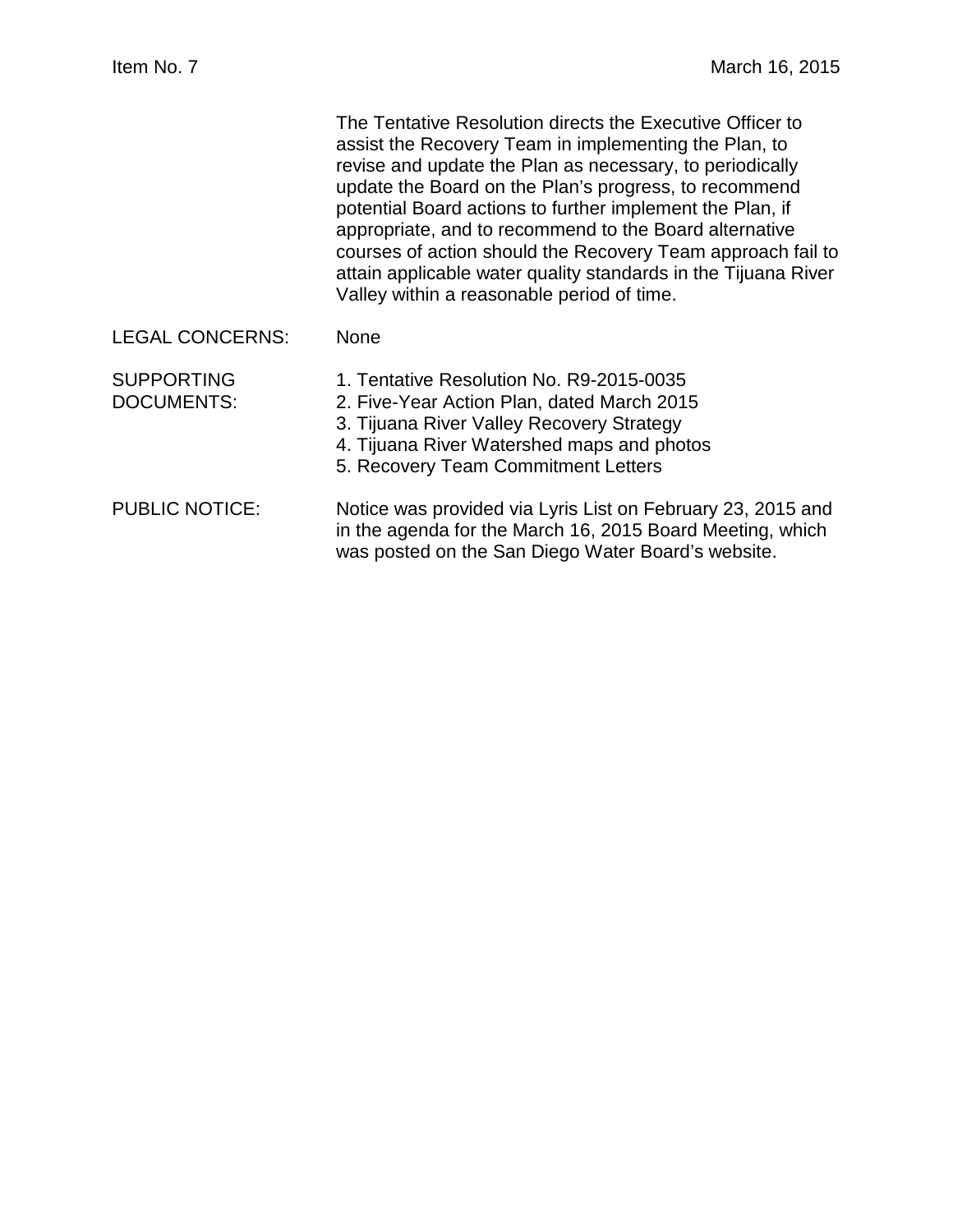The Tentative Resolution directs the Executive Officer to assist the Recovery Team in implementing the Plan, to revise and update the Plan as necessary, to periodically update the Board on the Plan's progress, to recommend potential Board actions to further implement the Plan, if appropriate, and to recommend to the Board alternative courses of action should the Recovery Team approach fail to attain applicable water quality standards in the Tijuana River Valley within a reasonable period of time.

LEGAL CONCERNS: None

SUPPORTING DOCUMENTS:

1. Tentative Resolution No. R9-2015-0035
2. Five-Year Action Plan, dated March 2015
3. Tijuana River Valley Recovery Strategy
4. Tijuana River Watershed maps and photos
5. Recovery Team Commitment Letters

PUBLIC NOTICE: Notice was provided via Lyris List on February 23, 2015 and in the agenda for the March 16, 2015 Board Meeting, which was posted on the San Diego Water Board's website.